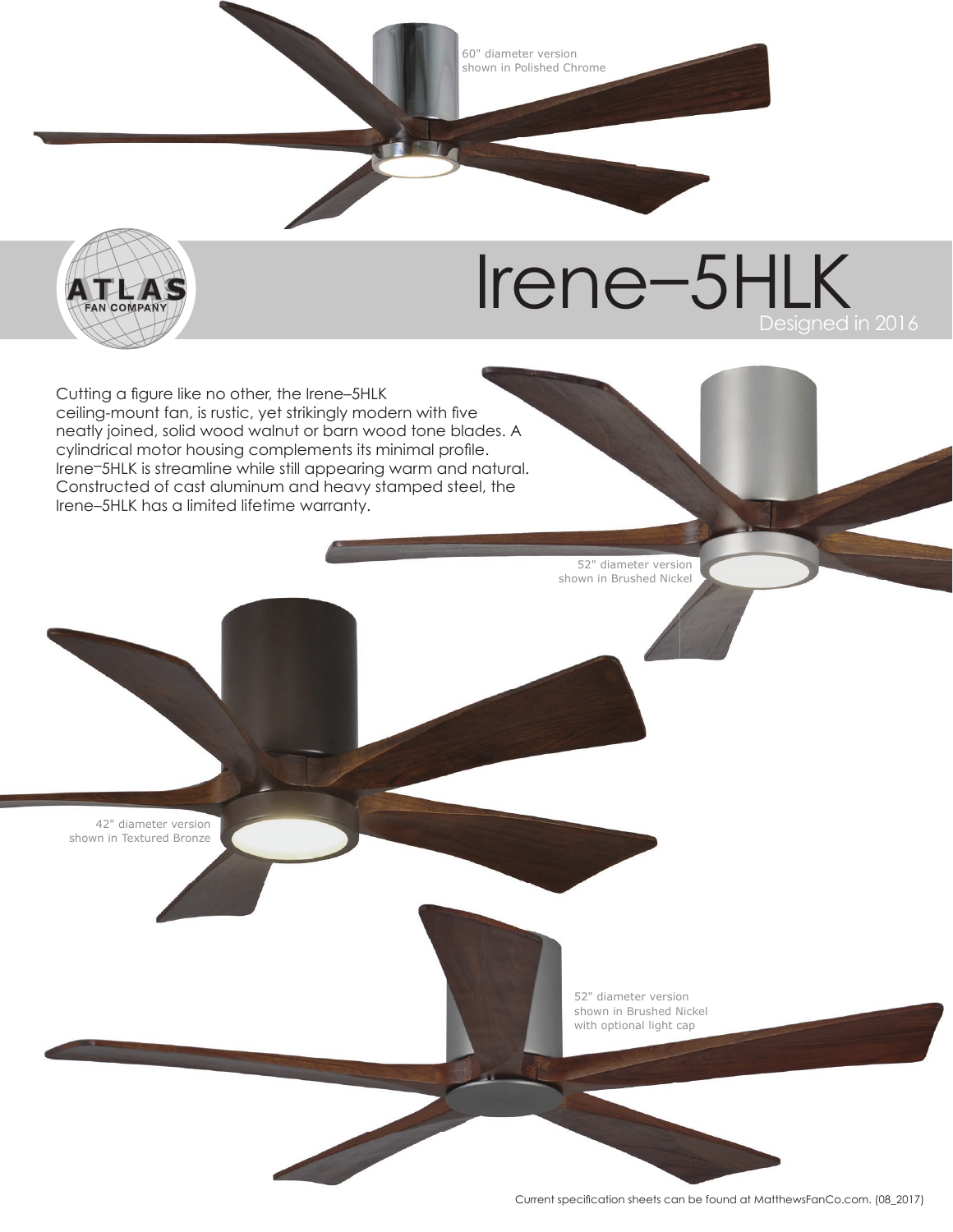60" diameter version
shown in Polished Chrome

ATLAS FAN COMPANY

# Irene–5HLK

Designed in 2016

Cutting a figure like no other, the Irene–5HLK ceiling-mount fan, is rustic, yet strikingly modern with five neatly joined, solid wood walnut or barn wood tone blades. A cylindrical motor housing complements its minimal profile. Irene–5HLK is streamline while still appearing warm and natural. Constructed of cast aluminum and heavy stamped steel, the Irene–5HLK has a limited lifetime warranty.

52" diameter version
shown in Brushed Nickel

42" diameter version
shown in Textured Bronze

52" diameter version
shown in Brushed Nickel
with optional light cap

Current specification sheets can be found at MatthewsFanCo.com. (08_2017)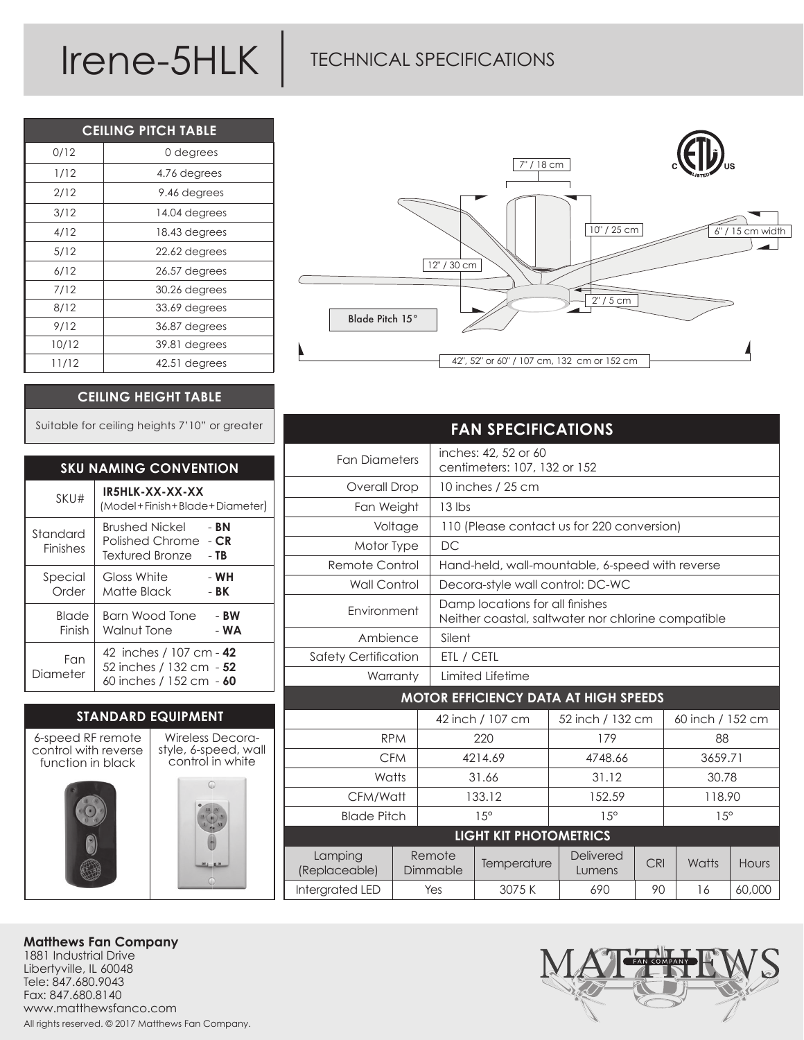# Irene-5HLK | TECHNICAL SPECIFICATIONS

## CEILING PITCH TABLE

| | |
|---|---|
| 0/12 | 0 degrees |
| 1/12 | 4.76 degrees |
| 2/12 | 9.46 degrees |
| 3/12 | 14.04 degrees |
| 4/12 | 18.43 degrees |
| 5/12 | 22.62 degrees |
| 6/12 | 26.57 degrees |
| 7/12 | 30.26 degrees |
| 8/12 | 33.69 degrees |
| 9/12 | 36.87 degrees |
| 10/12 | 39.81 degrees |
| 11/12 | 42.51 degrees |

7" / 18 cm

10" / 25 cm

6" / 15 cm width

12" / 30 cm

2" / 5 cm

Blade Pitch 15°

42", 52" or 60" / 107 cm, 132 cm or 152 cm

## CEILING HEIGHT TABLE

Suitable for ceiling heights 7'10" or greater

## SKU NAMING CONVENTION

| | |
|---|---|
| SKU# | **IR5HLK-XX-XX-XX** (Model+Finish+Blade+Diameter) |
| Standard Finishes | Brushed Nickel - **BN**<br>Polished Chrome - **CR**<br>Textured Bronze - **TB** |
| Special Order | Gloss White - **WH**<br>Matte Black - **BK** |
| Blade Finish | Barn Wood Tone - **BW**<br>Walnut Tone - **WA** |
| Fan Diameter | 42 inches / 107 cm - **42**<br>52 inches / 132 cm - **52**<br>60 inches / 152 cm - **60** |

## STANDARD EQUIPMENT

| | |
|---|---|
| 6-speed RF remote control with reverse function in black | Wireless Decora-style, 6-speed, wall control in white |

## FAN SPECIFICATIONS

| | |
|---|---|
| Fan Diameters | inches: 42, 52 or 60<br>centimeters: 107, 132 or 152 |
| Overall Drop | 10 inches / 25 cm |
| Fan Weight | 13 lbs |
| Voltage | 110 (Please contact us for 220 conversion) |
| Motor Type | DC |
| Remote Control | Hand-held, wall-mountable, 6-speed with reverse |
| Wall Control | Decora-style wall control: DC-WC |
| Environment | Damp locations for all finishes<br>Neither coastal, saltwater nor chlorine compatible |
| Ambience | Silent |
| Safety Certification | ETL / CETL |
| Warranty | Limited Lifetime |

## MOTOR EFFICIENCY DATA AT HIGH SPEEDS

| | 42 inch / 107 cm | 52 inch / 132 cm | 60 inch / 152 cm |
|---|---|---|---|
| RPM | 220 | 179 | 88 |
| CFM | 4214.69 | 4748.66 | 3659.71 |
| Watts | 31.66 | 31.12 | 30.78 |
| CFM/Watt | 133.12 | 152.59 | 118.90 |
| Blade Pitch | 15° | 15° | 15° |

## LIGHT KIT PHOTOMETRICS

| Lamping (Replaceable) | Remote Dimmable | Temperature | Delivered Lumens | CRI | Watts | Hours |
|---|---|---|---|---|---|---|
| Intergrated LED | Yes | 3075 K | 690 | 90 | 16 | 60,000 |

**Matthews Fan Company**
1881 Industrial Drive
Libertyville, IL 60048
Tele: 847.680.9043
Fax: 847.680.8140
www.matthewsfanco.com
All rights reserved. © 2017 Matthews Fan Company.

MATTHEWS FAN COMPANY